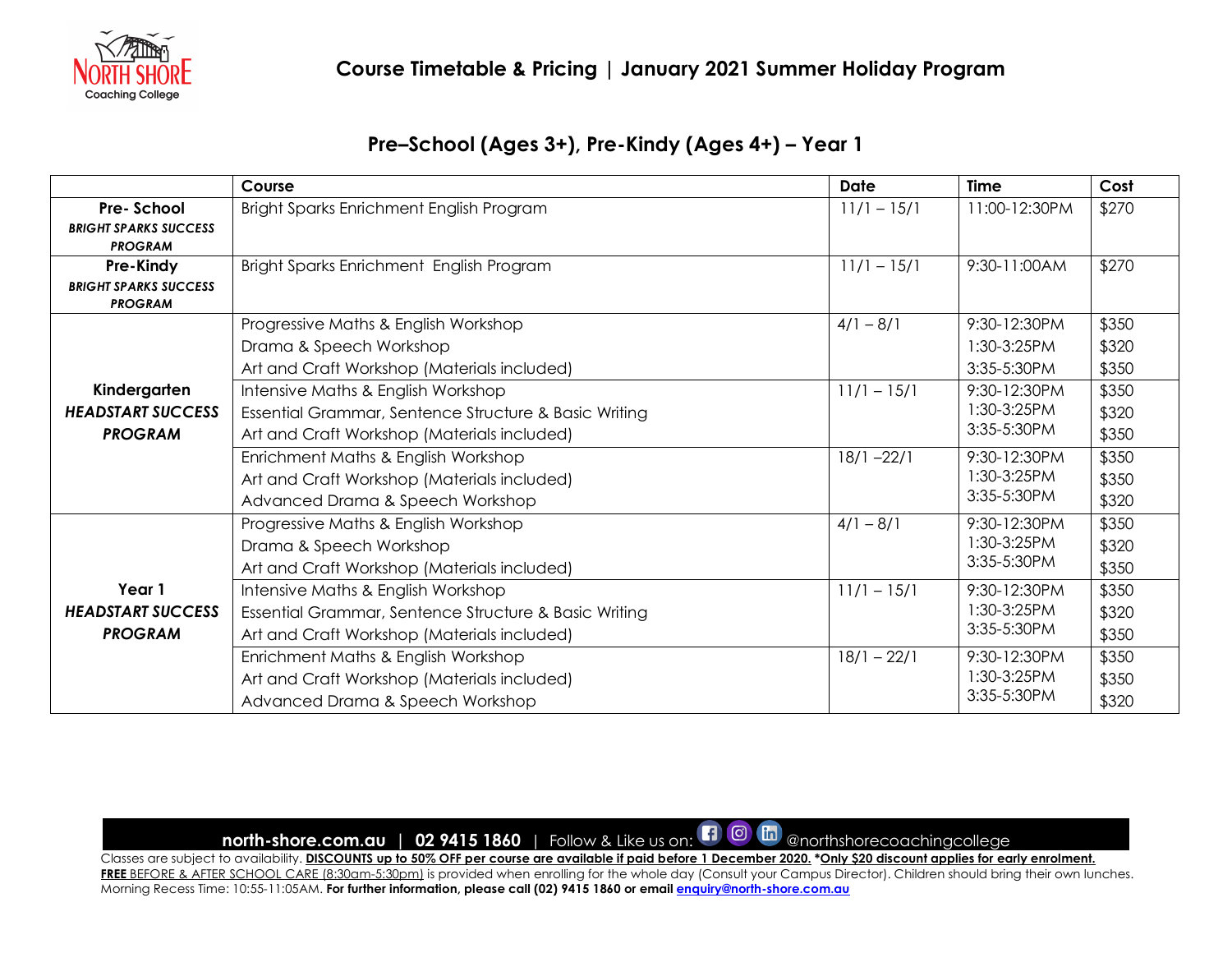# Course Timetable & Pricing | January 2021 Summer Holiday Program

## Pre–School (Ages 3+), Pre-Kindy (Ages 4+) – Year 1

| | Course | Date | Time | Cost |
|---|---|---|---|---|
| **Pre- School** ***BRIGHT SPARKS SUCCESS PROGRAM*** | Bright Sparks Enrichment English Program | 11/1 – 15/1 | 11:00-12:30PM | $270 |
| **Pre-Kindy** ***BRIGHT SPARKS SUCCESS PROGRAM*** | Bright Sparks Enrichment English Program | 11/1 – 15/1 | 9:30-11:00AM | $270 |
| **Kindergarten** ***HEADSTART SUCCESS PROGRAM*** | Progressive Maths & English Workshop<br>Drama & Speech Workshop<br>Art and Craft Workshop (Materials included) | 4/1 – 8/1 | 9:30-12:30PM<br>1:30-3:25PM<br>3:35-5:30PM | $350<br>$320<br>$350 |
| | Intensive Maths & English Workshop<br>Essential Grammar, Sentence Structure & Basic Writing<br>Art and Craft Workshop (Materials included) | 11/1 – 15/1 | 9:30-12:30PM<br>1:30-3:25PM<br>3:35-5:30PM | $350<br>$320<br>$350 |
| | Enrichment Maths & English Workshop<br>Art and Craft Workshop (Materials included)<br>Advanced Drama & Speech Workshop | 18/1 –22/1 | 9:30-12:30PM<br>1:30-3:25PM<br>3:35-5:30PM | $350<br>$350<br>$320 |
| **Year 1** ***HEADSTART SUCCESS PROGRAM*** | Progressive Maths & English Workshop<br>Drama & Speech Workshop<br>Art and Craft Workshop (Materials included) | 4/1 – 8/1 | 9:30-12:30PM<br>1:30-3:25PM<br>3:35-5:30PM | $350<br>$320<br>$350 |
| | Intensive Maths & English Workshop<br>Essential Grammar, Sentence Structure & Basic Writing<br>Art and Craft Workshop (Materials included) | 11/1 – 15/1 | 9:30-12:30PM<br>1:30-3:25PM<br>3:35-5:30PM | $350<br>$320<br>$350 |
| | Enrichment Maths & English Workshop<br>Art and Craft Workshop (Materials included)<br>Advanced Drama & Speech Workshop | 18/1 – 22/1 | 9:30-12:30PM<br>1:30-3:25PM<br>3:35-5:30PM | $350<br>$350<br>$320 |

**north-shore.com.au** | **02 9415 1860** | Follow & Like us on: @northshorecoachingcollege

Classes are subject to availability. **DISCOUNTS up to 50% OFF per course are available if paid before 1 December 2020. *Only $20 discount applies for early enrolment.**
**FREE** BEFORE & AFTER SCHOOL CARE (8:30am-5:30pm) is provided when enrolling for the whole day (Consult your Campus Director). Children should bring their own lunches.
Morning Recess Time: 10:55-11:05AM. **For further information, please call (02) 9415 1860 or email enquiry@north-shore.com.au**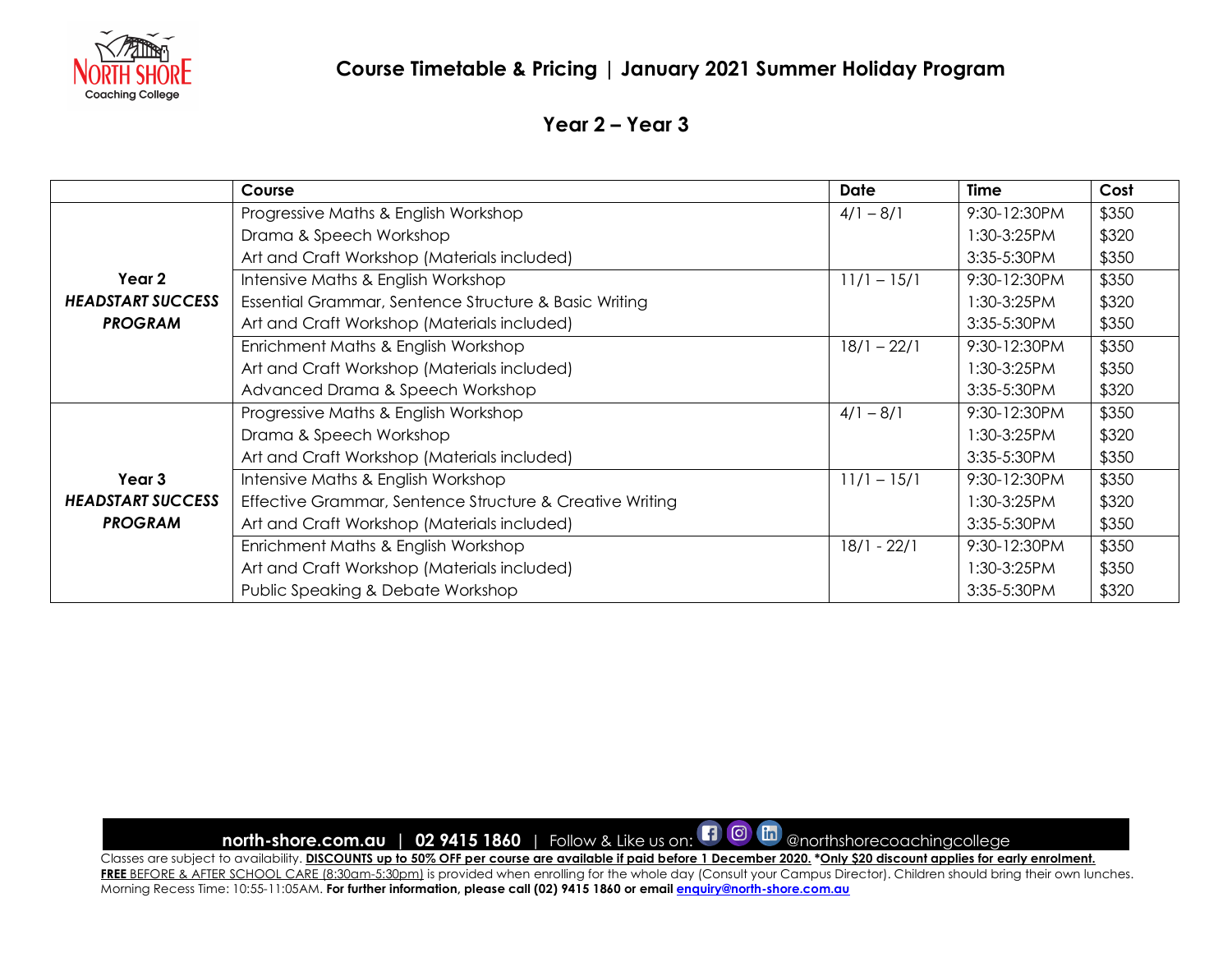# Course Timetable & Pricing | January 2021 Summer Holiday Program

## Year 2 – Year 3

| | Course | Date | Time | Cost |
|---|---|---|---|---|
| **Year 2** ***HEADSTART SUCCESS PROGRAM*** | Progressive Maths & English Workshop | 4/1 – 8/1 | 9:30-12:30PM | $350 |
| | Drama & Speech Workshop | | 1:30-3:25PM | $320 |
| | Art and Craft Workshop (Materials included) | | 3:35-5:30PM | $350 |
| | Intensive Maths & English Workshop | 11/1 – 15/1 | 9:30-12:30PM | $350 |
| | Essential Grammar, Sentence Structure & Basic Writing | | 1:30-3:25PM | $320 |
| | Art and Craft Workshop (Materials included) | | 3:35-5:30PM | $350 |
| | Enrichment Maths & English Workshop | 18/1 – 22/1 | 9:30-12:30PM | $350 |
| | Art and Craft Workshop (Materials included) | | 1:30-3:25PM | $350 |
| | Advanced Drama & Speech Workshop | | 3:35-5:30PM | $320 |
| **Year 3** ***HEADSTART SUCCESS PROGRAM*** | Progressive Maths & English Workshop | 4/1 – 8/1 | 9:30-12:30PM | $350 |
| | Drama & Speech Workshop | | 1:30-3:25PM | $320 |
| | Art and Craft Workshop (Materials included) | | 3:35-5:30PM | $350 |
| | Intensive Maths & English Workshop | 11/1 – 15/1 | 9:30-12:30PM | $350 |
| | Effective Grammar, Sentence Structure & Creative Writing | | 1:30-3:25PM | $320 |
| | Art and Craft Workshop (Materials included) | | 3:35-5:30PM | $350 |
| | Enrichment Maths & English Workshop | 18/1 - 22/1 | 9:30-12:30PM | $350 |
| | Art and Craft Workshop (Materials included) | | 1:30-3:25PM | $350 |
| | Public Speaking & Debate Workshop | | 3:35-5:30PM | $320 |

**north-shore.com.au** | **02 9415 1860** | Follow & Like us on: @northshorecoachingcollege

Classes are subject to availability. **DISCOUNTS up to 50% OFF per course are available if paid before 1 December 2020.** ***Only $20 discount applies for early enrolment.**
**FREE** BEFORE & AFTER SCHOOL CARE (8:30am-5:30pm) is provided when enrolling for the whole day (Consult your Campus Director). Children should bring their own lunches.
Morning Recess Time: 10:55-11:05AM. **For further information, please call (02) 9415 1860 or email enquiry@north-shore.com.au**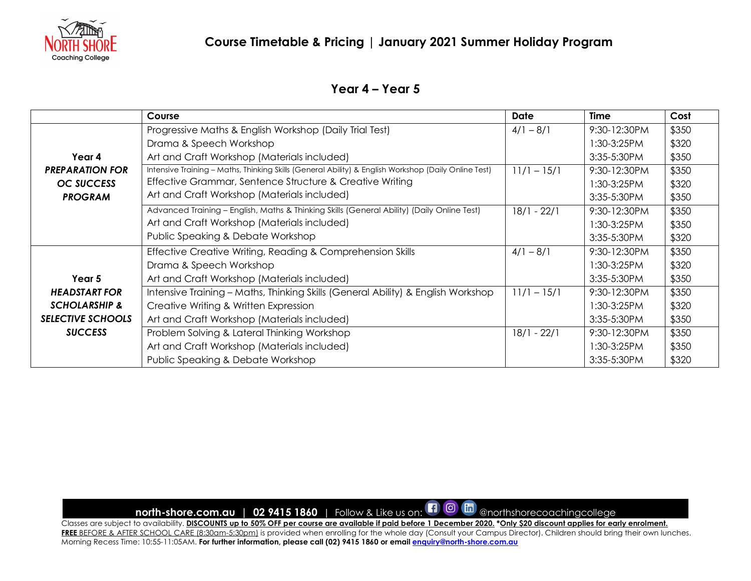# Course Timetable & Pricing | January 2021 Summer Holiday Program

## Year 4 – Year 5

| | Course | Date | Time | Cost |
|---|---|---|---|---|
| **Year 4** ***PREPARATION FOR OC SUCCESS PROGRAM*** | Progressive Maths & English Workshop (Daily Trial Test) | 4/1 – 8/1 | 9:30-12:30PM | $350 |
| | Drama & Speech Workshop | | 1:30-3:25PM | $320 |
| | Art and Craft Workshop (Materials included) | | 3:35-5:30PM | $350 |
| | Intensive Training – Maths, Thinking Skills (General Ability) & English Workshop (Daily Online Test) | 11/1 – 15/1 | 9:30-12:30PM | $350 |
| | Effective Grammar, Sentence Structure & Creative Writing | | 1:30-3:25PM | $320 |
| | Art and Craft Workshop (Materials included) | | 3:35-5:30PM | $350 |
| | Advanced Training – English, Maths & Thinking Skills (General Ability) (Daily Online Test) | 18/1 - 22/1 | 9:30-12:30PM | $350 |
| | Art and Craft Workshop (Materials included) | | 1:30-3:25PM | $350 |
| | Public Speaking & Debate Workshop | | 3:35-5:30PM | $320 |
| **Year 5** ***HEADSTART FOR SCHOLARSHIP & SELECTIVE SCHOOLS SUCCESS*** | Effective Creative Writing, Reading & Comprehension Skills | 4/1 – 8/1 | 9:30-12:30PM | $350 |
| | Drama & Speech Workshop | | 1:30-3:25PM | $320 |
| | Art and Craft Workshop (Materials included) | | 3:35-5:30PM | $350 |
| | Intensive Training – Maths, Thinking Skills (General Ability) & English Workshop | 11/1 – 15/1 | 9:30-12:30PM | $350 |
| | Creative Writing & Written Expression | | 1:30-3:25PM | $320 |
| | Art and Craft Workshop (Materials included) | | 3:35-5:30PM | $350 |
| | Problem Solving & Lateral Thinking Workshop | 18/1 - 22/1 | 9:30-12:30PM | $350 |
| | Art and Craft Workshop (Materials included) | | 1:30-3:25PM | $350 |
| | Public Speaking & Debate Workshop | | 3:35-5:30PM | $320 |

**north-shore.com.au** | **02 9415 1860** | Follow & Like us on: @northshorecoachingcollege

Classes are subject to availability. **DISCOUNTS up to 50% OFF per course are available if paid before 1 December 2020.** ***Only $20 discount applies for early enrolment.**
**FREE** BEFORE & AFTER SCHOOL CARE (8:30am-5:30pm) is provided when enrolling for the whole day (Consult your Campus Director). Children should bring their own lunches.
Morning Recess Time: 10:55-11:05AM. **For further information, please call (02) 9415 1860 or email enquiry@north-shore.com.au**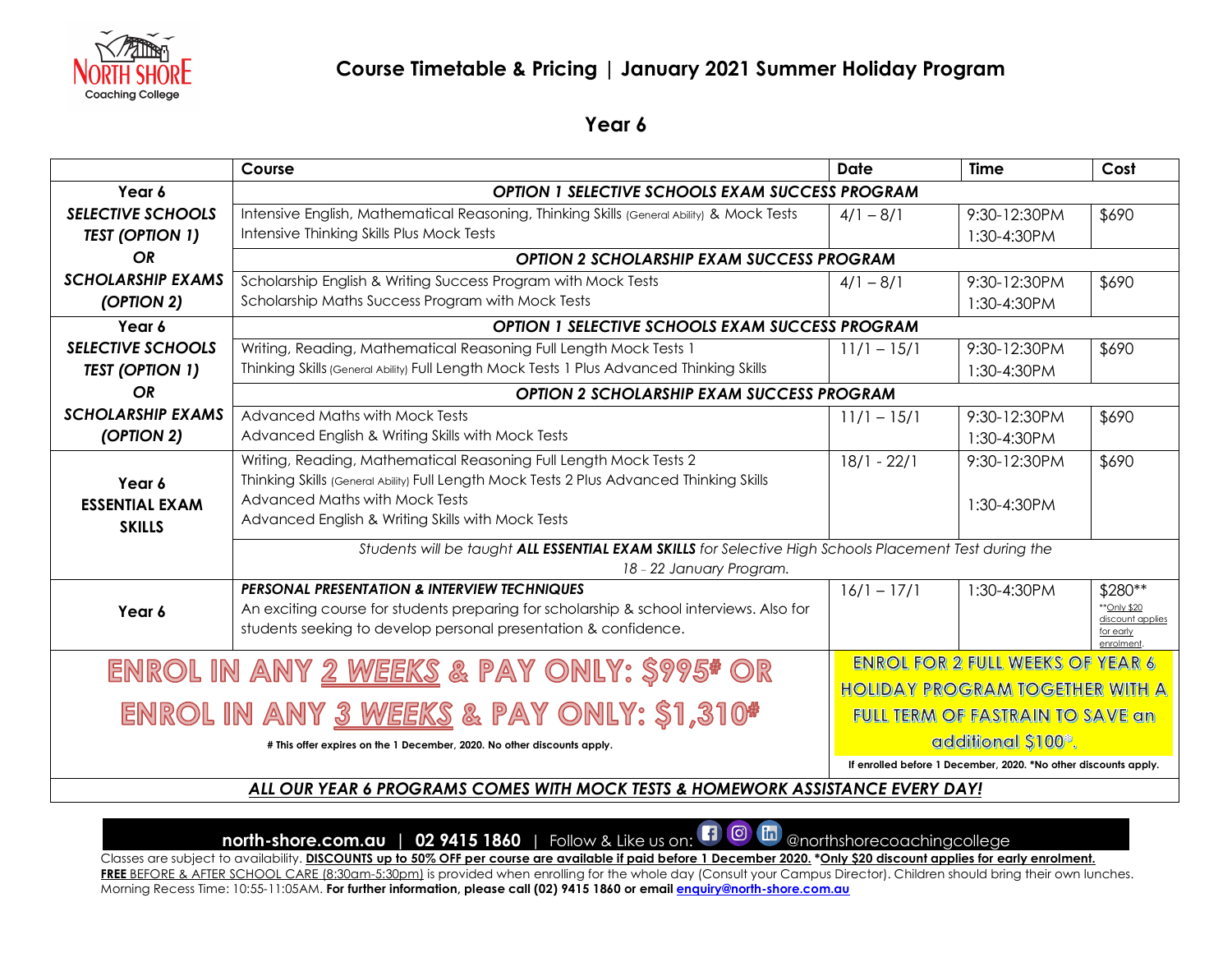# Course Timetable & Pricing | January 2021 Summer Holiday Program

## Year 6

| | Course | Date | Time | Cost |
|---|---|---|---|---|
| **Year 6** ***SELECTIVE SCHOOLS TEST (OPTION 1)*** ***OR*** ***SCHOLARSHIP EXAMS (OPTION 2)*** | ***OPTION 1 SELECTIVE SCHOOLS EXAM SUCCESS PROGRAM*** | | | |
| | Intensive English, Mathematical Reasoning, Thinking Skills (General Ability) & Mock Tests<br>Intensive Thinking Skills Plus Mock Tests | 4/1 – 8/1 | 9:30-12:30PM<br>1:30-4:30PM | $690 |
| | ***OPTION 2 SCHOLARSHIP EXAM SUCCESS PROGRAM*** | | | |
| | Scholarship English & Writing Success Program with Mock Tests<br>Scholarship Maths Success Program with Mock Tests | 4/1 – 8/1 | 9:30-12:30PM<br>1:30-4:30PM | $690 |
| **Year 6** ***SELECTIVE SCHOOLS TEST (OPTION 1)*** ***OR*** ***SCHOLARSHIP EXAMS (OPTION 2)*** | ***OPTION 1 SELECTIVE SCHOOLS EXAM SUCCESS PROGRAM*** | | | |
| | Writing, Reading, Mathematical Reasoning Full Length Mock Tests 1<br>Thinking Skills (General Ability) Full Length Mock Tests 1 Plus Advanced Thinking Skills | 11/1 – 15/1 | 9:30-12:30PM<br>1:30-4:30PM | $690 |
| | ***OPTION 2 SCHOLARSHIP EXAM SUCCESS PROGRAM*** | | | |
| | Advanced Maths with Mock Tests<br>Advanced English & Writing Skills with Mock Tests | 11/1 – 15/1 | 9:30-12:30PM<br>1:30-4:30PM | $690 |
| **Year 6 ESSENTIAL EXAM SKILLS** | Writing, Reading, Mathematical Reasoning Full Length Mock Tests 2<br>Thinking Skills (General Ability) Full Length Mock Tests 2 Plus Advanced Thinking Skills<br>Advanced Maths with Mock Tests<br>Advanced English & Writing Skills with Mock Tests | 18/1 - 22/1 | 9:30-12:30PM<br>1:30-4:30PM | $690 |
| | *Students will be taught **ALL ESSENTIAL EXAM SKILLS** for Selective High Schools Placement Test during the 18 - 22 January Program.* | | | |
| **Year 6** | ***PERSONAL PRESENTATION & INTERVIEW TECHNIQUES***<br>An exciting course for students preparing for scholarship & school interviews. Also for students seeking to develop personal presentation & confidence. | 16/1 – 17/1 | 1:30-4:30PM | $280**<br>**Only $20 discount applies for early enrolment. |

**ENROL IN ANY 2 WEEKS & PAY ONLY: $995# OR**
**ENROL IN ANY 3 WEEKS & PAY ONLY: $1,310#**

**# This offer expires on the 1 December, 2020. No other discounts apply.**

**ENROL FOR 2 FULL WEEKS OF YEAR 6 HOLIDAY PROGRAM TOGETHER WITH A FULL TERM OF FASTRAIN TO SAVE an additional $100*.**

**If enrolled before 1 December, 2020. *No other discounts apply.**

***ALL OUR YEAR 6 PROGRAMS COMES WITH MOCK TESTS & HOMEWORK ASSISTANCE EVERY DAY!***

**north-shore.com.au** | **02 9415 1860** | Follow & Like us on: @northshorecoachingcollege

Classes are subject to availability. **DISCOUNTS up to 50% OFF per course are available if paid before 1 December 2020. *Only $20 discount applies for early enrolment.**
**FREE** BEFORE & AFTER SCHOOL CARE (8:30am-5:30pm) is provided when enrolling for the whole day (Consult your Campus Director). Children should bring their own lunches.
Morning Recess Time: 10:55-11:05AM. **For further information, please call (02) 9415 1860 or email enquiry@north-shore.com.au**